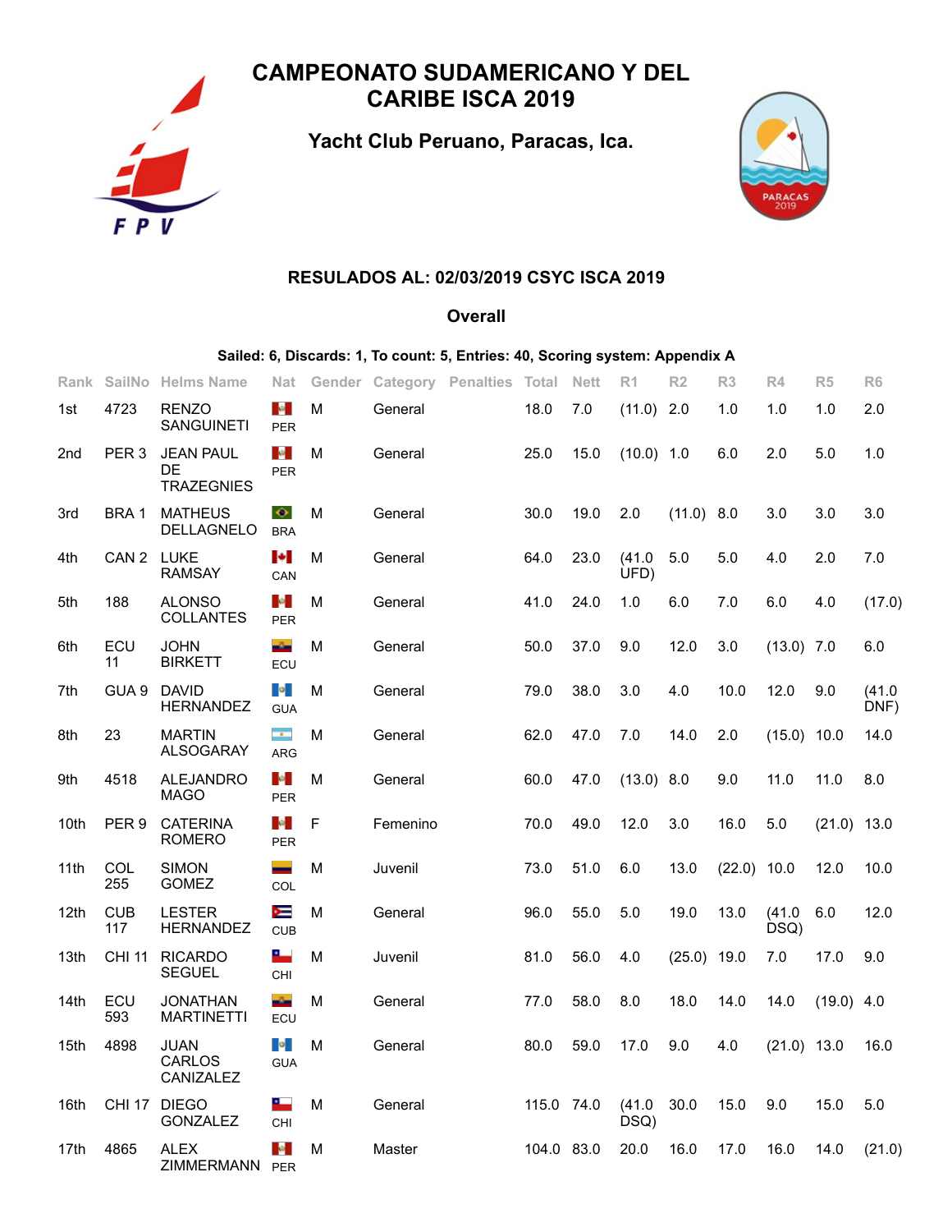# CAMPEONATO SUDAMERICANO Y DEL CARIBE ISCA 2019

## Yacht Club Peruano, Paracas, Ica.

### RESULADOS AL: 02/03/2019 CSYC ISCA 2019

### Overall

**Sailed: 6, Discards: 1, To count: 5, Entries: 40, Scoring system: Appendix A**

| Rank | SailNo | Helms Name | Nat | Gender | Category | Penalties | Total | Nett | R1 | R2 | R3 | R4 | R5 | R6 |
|---|---|---|---|---|---|---|---|---|---|---|---|---|---|---|
| 1st | 4723 | RENZO SANGUINETI | PER | M | General | | 18.0 | 7.0 | (11.0) | 2.0 | 1.0 | 1.0 | 1.0 | 2.0 |
| 2nd | PER 3 | JEAN PAUL DE TRAZEGNIES | PER | M | General | | 25.0 | 15.0 | (10.0) | 1.0 | 6.0 | 2.0 | 5.0 | 1.0 |
| 3rd | BRA 1 | MATHEUS DELLAGNELO | BRA | M | General | | 30.0 | 19.0 | 2.0 | (11.0) | 8.0 | 3.0 | 3.0 | 3.0 |
| 4th | CAN 2 | LUKE RAMSAY | CAN | M | General | | 64.0 | 23.0 | (41.0 UFD) | 5.0 | 5.0 | 4.0 | 2.0 | 7.0 |
| 5th | 188 | ALONSO COLLANTES | PER | M | General | | 41.0 | 24.0 | 1.0 | 6.0 | 7.0 | 6.0 | 4.0 | (17.0) |
| 6th | ECU 11 | JOHN BIRKETT | ECU | M | General | | 50.0 | 37.0 | 9.0 | 12.0 | 3.0 | (13.0) | 7.0 | 6.0 |
| 7th | GUA 9 | DAVID HERNANDEZ | GUA | M | General | | 79.0 | 38.0 | 3.0 | 4.0 | 10.0 | 12.0 | 9.0 | (41.0 DNF) |
| 8th | 23 | MARTIN ALSOGARAY | ARG | M | General | | 62.0 | 47.0 | 7.0 | 14.0 | 2.0 | (15.0) | 10.0 | 14.0 |
| 9th | 4518 | ALEJANDRO MAGO | PER | M | General | | 60.0 | 47.0 | (13.0) | 8.0 | 9.0 | 11.0 | 11.0 | 8.0 |
| 10th | PER 9 | CATERINA ROMERO | PER | F | Femenino | | 70.0 | 49.0 | 12.0 | 3.0 | 16.0 | 5.0 | (21.0) | 13.0 |
| 11th | COL 255 | SIMON GOMEZ | COL | M | Juvenil | | 73.0 | 51.0 | 6.0 | 13.0 | (22.0) | 10.0 | 12.0 | 10.0 |
| 12th | CUB 117 | LESTER HERNANDEZ | CUB | M | General | | 96.0 | 55.0 | 5.0 | 19.0 | 13.0 | (41.0 DSQ) | 6.0 | 12.0 |
| 13th | CHI 11 | RICARDO SEGUEL | CHI | M | Juvenil | | 81.0 | 56.0 | 4.0 | (25.0) | 19.0 | 7.0 | 17.0 | 9.0 |
| 14th | ECU 593 | JONATHAN MARTINETTI | ECU | M | General | | 77.0 | 58.0 | 8.0 | 18.0 | 14.0 | 14.0 | (19.0) | 4.0 |
| 15th | 4898 | JUAN CARLOS CANIZALEZ | GUA | M | General | | 80.0 | 59.0 | 17.0 | 9.0 | 4.0 | (21.0) | 13.0 | 16.0 |
| 16th | CHI 17 | DIEGO GONZALEZ | CHI | M | General | | 115.0 | 74.0 | (41.0 DSQ) | 30.0 | 15.0 | 9.0 | 15.0 | 5.0 |
| 17th | 4865 | ALEX ZIMMERMANN | PER | M | Master | | 104.0 | 83.0 | 20.0 | 16.0 | 17.0 | 16.0 | 14.0 | (21.0) |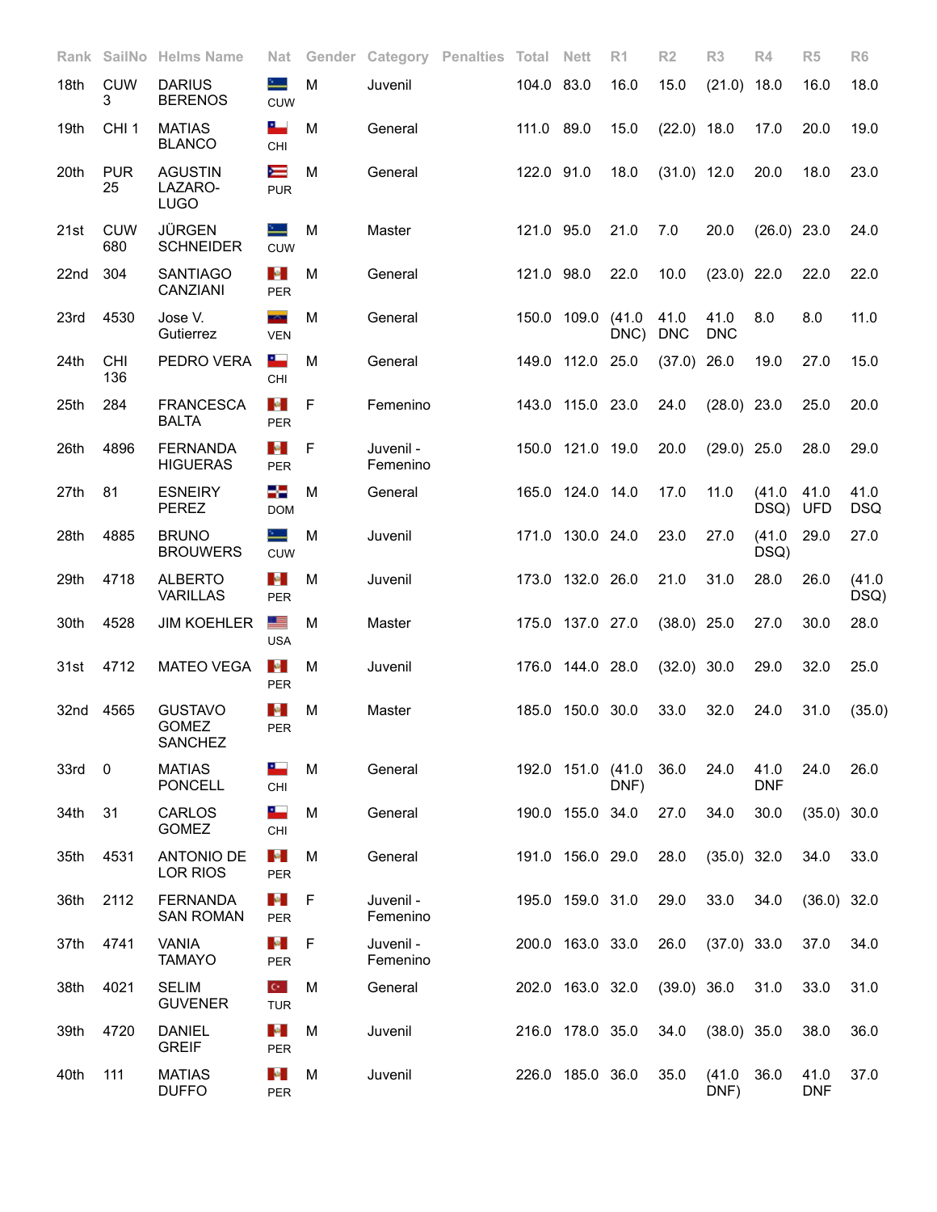| Rank | SailNo | Helms Name | Nat | Gender | Category | Penalties | Total | Nett | R1 | R2 | R3 | R4 | R5 | R6 |
|---|---|---|---|---|---|---|---|---|---|---|---|---|---|---|
| 18th | CUW 3 | DARIUS BERENOS | CUW | M | Juvenil | | 104.0 | 83.0 | 16.0 | 15.0 | (21.0) | 18.0 | 16.0 | 18.0 |
| 19th | CHI 1 | MATIAS BLANCO | CHI | M | General | | 111.0 | 89.0 | 15.0 | (22.0) | 18.0 | 17.0 | 20.0 | 19.0 |
| 20th | PUR 25 | AGUSTIN LAZARO-LUGO | PUR | M | General | | 122.0 | 91.0 | 18.0 | (31.0) | 12.0 | 20.0 | 18.0 | 23.0 |
| 21st | CUW 680 | JÜRGEN SCHNEIDER | CUW | M | Master | | 121.0 | 95.0 | 21.0 | 7.0 | 20.0 | (26.0) | 23.0 | 24.0 |
| 22nd | 304 | SANTIAGO CANZIANI | PER | M | General | | 121.0 | 98.0 | 22.0 | 10.0 | (23.0) | 22.0 | 22.0 | 22.0 |
| 23rd | 4530 | Jose V. Gutierrez | VEN | M | General | | 150.0 | 109.0 | (41.0 DNC) | 41.0 DNC | 41.0 DNC | 8.0 | 8.0 | 11.0 |
| 24th | CHI 136 | PEDRO VERA | CHI | M | General | | 149.0 | 112.0 | 25.0 | (37.0) | 26.0 | 19.0 | 27.0 | 15.0 |
| 25th | 284 | FRANCESCA BALTA | PER | F | Femenino | | 143.0 | 115.0 | 23.0 | 24.0 | (28.0) | 23.0 | 25.0 | 20.0 |
| 26th | 4896 | FERNANDA HIGUERAS | PER | F | Juvenil - Femenino | | 150.0 | 121.0 | 19.0 | 20.0 | (29.0) | 25.0 | 28.0 | 29.0 |
| 27th | 81 | ESNEIRY PEREZ | DOM | M | General | | 165.0 | 124.0 | 14.0 | 17.0 | 11.0 | (41.0 DSQ) | 41.0 UFD | 41.0 DSQ |
| 28th | 4885 | BRUNO BROUWERS | CUW | M | Juvenil | | 171.0 | 130.0 | 24.0 | 23.0 | 27.0 | (41.0 DSQ) | 29.0 | 27.0 |
| 29th | 4718 | ALBERTO VARILLAS | PER | M | Juvenil | | 173.0 | 132.0 | 26.0 | 21.0 | 31.0 | 28.0 | 26.0 | (41.0 DSQ) |
| 30th | 4528 | JIM KOEHLER | USA | M | Master | | 175.0 | 137.0 | 27.0 | (38.0) | 25.0 | 27.0 | 30.0 | 28.0 |
| 31st | 4712 | MATEO VEGA | PER | M | Juvenil | | 176.0 | 144.0 | 28.0 | (32.0) | 30.0 | 29.0 | 32.0 | 25.0 |
| 32nd | 4565 | GUSTAVO GOMEZ SANCHEZ | PER | M | Master | | 185.0 | 150.0 | 30.0 | 33.0 | 32.0 | 24.0 | 31.0 | (35.0) |
| 33rd | 0 | MATIAS PONCELL | CHI | M | General | | 192.0 | 151.0 | (41.0 DNF) | 36.0 | 24.0 | 41.0 DNF | 24.0 | 26.0 |
| 34th | 31 | CARLOS GOMEZ | CHI | M | General | | 190.0 | 155.0 | 34.0 | 27.0 | 34.0 | 30.0 | (35.0) | 30.0 |
| 35th | 4531 | ANTONIO DE LOR RIOS | PER | M | General | | 191.0 | 156.0 | 29.0 | 28.0 | (35.0) | 32.0 | 34.0 | 33.0 |
| 36th | 2112 | FERNANDA SAN ROMAN | PER | F | Juvenil - Femenino | | 195.0 | 159.0 | 31.0 | 29.0 | 33.0 | 34.0 | (36.0) | 32.0 |
| 37th | 4741 | VANIA TAMAYO | PER | F | Juvenil - Femenino | | 200.0 | 163.0 | 33.0 | 26.0 | (37.0) | 33.0 | 37.0 | 34.0 |
| 38th | 4021 | SELIM GUVENER | TUR | M | General | | 202.0 | 163.0 | 32.0 | (39.0) | 36.0 | 31.0 | 33.0 | 31.0 |
| 39th | 4720 | DANIEL GREIF | PER | M | Juvenil | | 216.0 | 178.0 | 35.0 | 34.0 | (38.0) | 35.0 | 38.0 | 36.0 |
| 40th | 111 | MATIAS DUFFO | PER | M | Juvenil | | 226.0 | 185.0 | 36.0 | 35.0 | (41.0 DNF) | 36.0 | 41.0 DNF | 37.0 |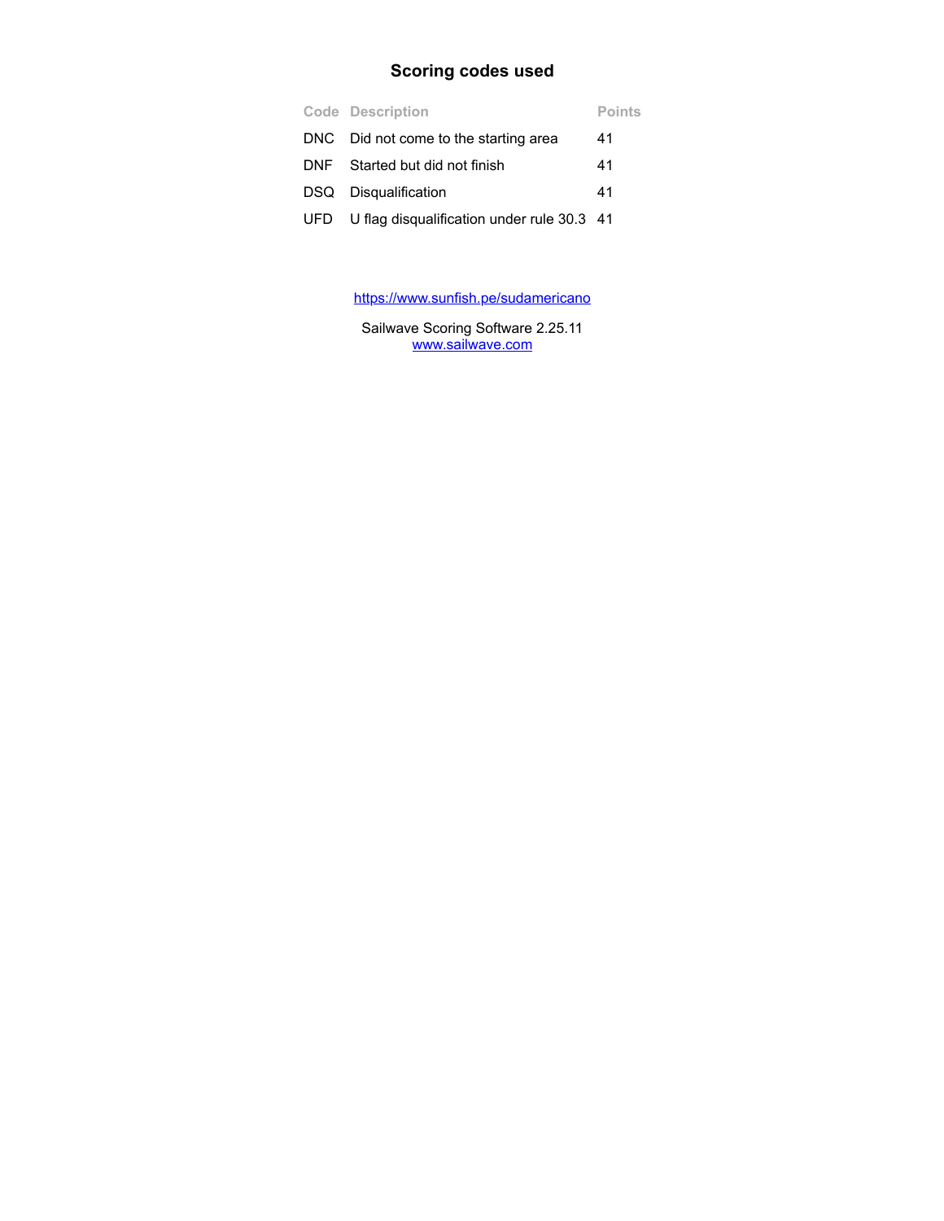## Scoring codes used

| Code | Description | Points |
|---|---|---|
| DNC | Did not come to the starting area | 41 |
| DNF | Started but did not finish | 41 |
| DSQ | Disqualification | 41 |
| UFD | U flag disqualification under rule 30.3 | 41 |

https://www.sunfish.pe/sudamericano

Sailwave Scoring Software 2.25.11
www.sailwave.com